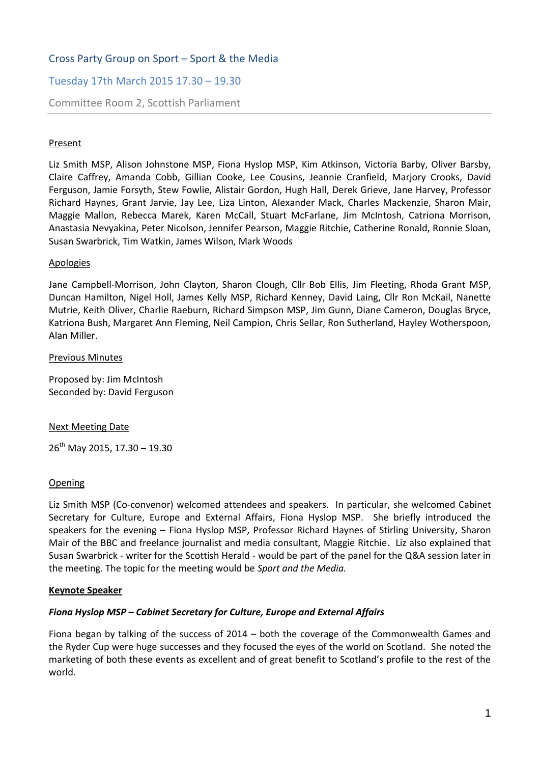# Cross Party Group on Sport – Sport & the Media

## Tuesday 17th March 2015 17.30 – 19.30

Committee Room 2, Scottish Parliament

---

<u>Present</u>

Liz Smith MSP, Alison Johnstone MSP, Fiona Hyslop MSP, Kim Atkinson, Victoria Barby, Oliver Barsby, Claire Caffrey, Amanda Cobb, Gillian Cooke, Lee Cousins, Jeannie Cranfield, Marjory Crooks, David Ferguson, Jamie Forsyth, Stew Fowlie, Alistair Gordon, Hugh Hall, Derek Grieve, Jane Harvey, Professor Richard Haynes, Grant Jarvie, Jay Lee, Liza Linton, Alexander Mack, Charles Mackenzie, Sharon Mair, Maggie Mallon, Rebecca Marek, Karen McCall, Stuart McFarlane, Jim McIntosh, Catriona Morrison, Anastasia Nevyakina, Peter Nicolson, Jennifer Pearson, Maggie Ritchie, Catherine Ronald, Ronnie Sloan, Susan Swarbrick, Tim Watkin, James Wilson, Mark Woods

<u>Apologies</u>

Jane Campbell-Morrison, John Clayton, Sharon Clough, Cllr Bob Ellis, Jim Fleeting, Rhoda Grant MSP, Duncan Hamilton, Nigel Holl, James Kelly MSP, Richard Kenney, David Laing, Cllr Ron McKail, Nanette Mutrie, Keith Oliver, Charlie Raeburn, Richard Simpson MSP, Jim Gunn, Diane Cameron, Douglas Bryce, Katriona Bush, Margaret Ann Fleming, Neil Campion, Chris Sellar, Ron Sutherland, Hayley Wotherspoon, Alan Miller.

<u>Previous Minutes</u>

Proposed by: Jim McIntosh
Seconded by: David Ferguson

<u>Next Meeting Date</u>

26th May 2015, 17.30 – 19.30

<u>Opening</u>

Liz Smith MSP (Co-convenor) welcomed attendees and speakers. In particular, she welcomed Cabinet Secretary for Culture, Europe and External Affairs, Fiona Hyslop MSP. She briefly introduced the speakers for the evening – Fiona Hyslop MSP, Professor Richard Haynes of Stirling University, Sharon Mair of the BBC and freelance journalist and media consultant, Maggie Ritchie. Liz also explained that Susan Swarbrick - writer for the Scottish Herald - would be part of the panel for the Q&A session later in the meeting. The topic for the meeting would be *Sport and the Media.*

<u>**Keynote Speaker**</u>

***Fiona Hyslop MSP – Cabinet Secretary for Culture, Europe and External Affairs***

Fiona began by talking of the success of 2014 – both the coverage of the Commonwealth Games and the Ryder Cup were huge successes and they focused the eyes of the world on Scotland. She noted the marketing of both these events as excellent and of great benefit to Scotland's profile to the rest of the world.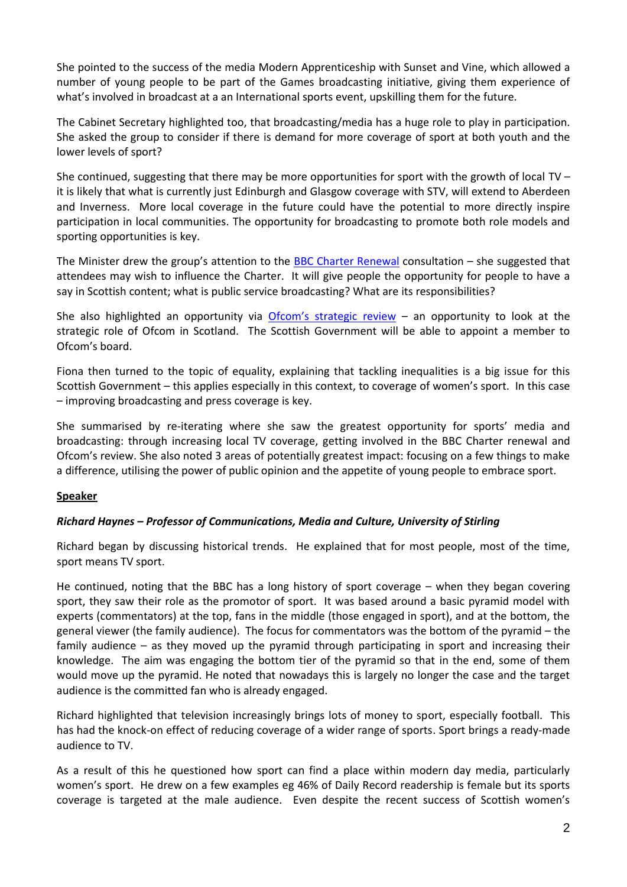She pointed to the success of the media Modern Apprenticeship with Sunset and Vine, which allowed a number of young people to be part of the Games broadcasting initiative, giving them experience of what's involved in broadcast at a an International sports event, upskilling them for the future.

The Cabinet Secretary highlighted too, that broadcasting/media has a huge role to play in participation. She asked the group to consider if there is demand for more coverage of sport at both youth and the lower levels of sport?

She continued, suggesting that there may be more opportunities for sport with the growth of local TV – it is likely that what is currently just Edinburgh and Glasgow coverage with STV, will extend to Aberdeen and Inverness. More local coverage in the future could have the potential to more directly inspire participation in local communities. The opportunity for broadcasting to promote both role models and sporting opportunities is key.

The Minister drew the group's attention to the BBC Charter Renewal consultation – she suggested that attendees may wish to influence the Charter. It will give people the opportunity for people to have a say in Scottish content; what is public service broadcasting? What are its responsibilities?

She also highlighted an opportunity via Ofcom's strategic review – an opportunity to look at the strategic role of Ofcom in Scotland. The Scottish Government will be able to appoint a member to Ofcom's board.

Fiona then turned to the topic of equality, explaining that tackling inequalities is a big issue for this Scottish Government – this applies especially in this context, to coverage of women's sport. In this case – improving broadcasting and press coverage is key.

She summarised by re-iterating where she saw the greatest opportunity for sports' media and broadcasting: through increasing local TV coverage, getting involved in the BBC Charter renewal and Ofcom's review. She also noted 3 areas of potentially greatest impact: focusing on a few things to make a difference, utilising the power of public opinion and the appetite of young people to embrace sport.

**Speaker**

***Richard Haynes – Professor of Communications, Media and Culture, University of Stirling***

Richard began by discussing historical trends. He explained that for most people, most of the time, sport means TV sport.

He continued, noting that the BBC has a long history of sport coverage – when they began covering sport, they saw their role as the promotor of sport. It was based around a basic pyramid model with experts (commentators) at the top, fans in the middle (those engaged in sport), and at the bottom, the general viewer (the family audience). The focus for commentators was the bottom of the pyramid – the family audience – as they moved up the pyramid through participating in sport and increasing their knowledge. The aim was engaging the bottom tier of the pyramid so that in the end, some of them would move up the pyramid. He noted that nowadays this is largely no longer the case and the target audience is the committed fan who is already engaged.

Richard highlighted that television increasingly brings lots of money to sport, especially football. This has had the knock-on effect of reducing coverage of a wider range of sports. Sport brings a ready-made audience to TV.

As a result of this he questioned how sport can find a place within modern day media, particularly women's sport. He drew on a few examples eg 46% of Daily Record readership is female but its sports coverage is targeted at the male audience. Even despite the recent success of Scottish women's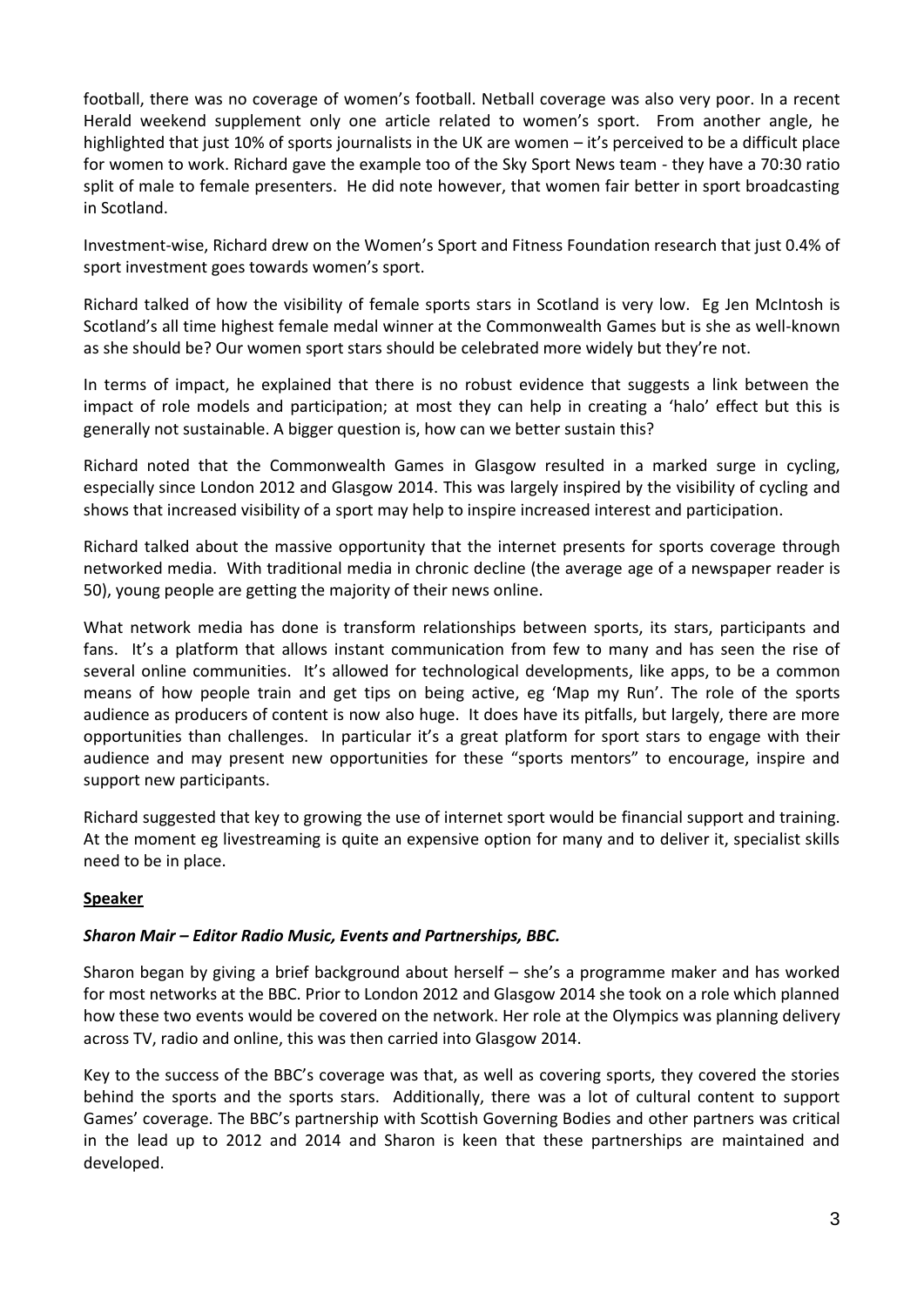football, there was no coverage of women's football. Netball coverage was also very poor. In a recent Herald weekend supplement only one article related to women's sport. From another angle, he highlighted that just 10% of sports journalists in the UK are women – it's perceived to be a difficult place for women to work. Richard gave the example too of the Sky Sport News team - they have a 70:30 ratio split of male to female presenters. He did note however, that women fair better in sport broadcasting in Scotland.

Investment-wise, Richard drew on the Women's Sport and Fitness Foundation research that just 0.4% of sport investment goes towards women's sport.

Richard talked of how the visibility of female sports stars in Scotland is very low. Eg Jen McIntosh is Scotland's all time highest female medal winner at the Commonwealth Games but is she as well-known as she should be? Our women sport stars should be celebrated more widely but they're not.

In terms of impact, he explained that there is no robust evidence that suggests a link between the impact of role models and participation; at most they can help in creating a 'halo' effect but this is generally not sustainable. A bigger question is, how can we better sustain this?

Richard noted that the Commonwealth Games in Glasgow resulted in a marked surge in cycling, especially since London 2012 and Glasgow 2014. This was largely inspired by the visibility of cycling and shows that increased visibility of a sport may help to inspire increased interest and participation.

Richard talked about the massive opportunity that the internet presents for sports coverage through networked media. With traditional media in chronic decline (the average age of a newspaper reader is 50), young people are getting the majority of their news online.

What network media has done is transform relationships between sports, its stars, participants and fans. It's a platform that allows instant communication from few to many and has seen the rise of several online communities. It's allowed for technological developments, like apps, to be a common means of how people train and get tips on being active, eg 'Map my Run'. The role of the sports audience as producers of content is now also huge. It does have its pitfalls, but largely, there are more opportunities than challenges. In particular it's a great platform for sport stars to engage with their audience and may present new opportunities for these "sports mentors" to encourage, inspire and support new participants.

Richard suggested that key to growing the use of internet sport would be financial support and training. At the moment eg livestreaming is quite an expensive option for many and to deliver it, specialist skills need to be in place.

**Speaker**

***Sharon Mair – Editor Radio Music, Events and Partnerships, BBC.***

Sharon began by giving a brief background about herself – she's a programme maker and has worked for most networks at the BBC. Prior to London 2012 and Glasgow 2014 she took on a role which planned how these two events would be covered on the network. Her role at the Olympics was planning delivery across TV, radio and online, this was then carried into Glasgow 2014.

Key to the success of the BBC's coverage was that, as well as covering sports, they covered the stories behind the sports and the sports stars. Additionally, there was a lot of cultural content to support Games' coverage. The BBC's partnership with Scottish Governing Bodies and other partners was critical in the lead up to 2012 and 2014 and Sharon is keen that these partnerships are maintained and developed.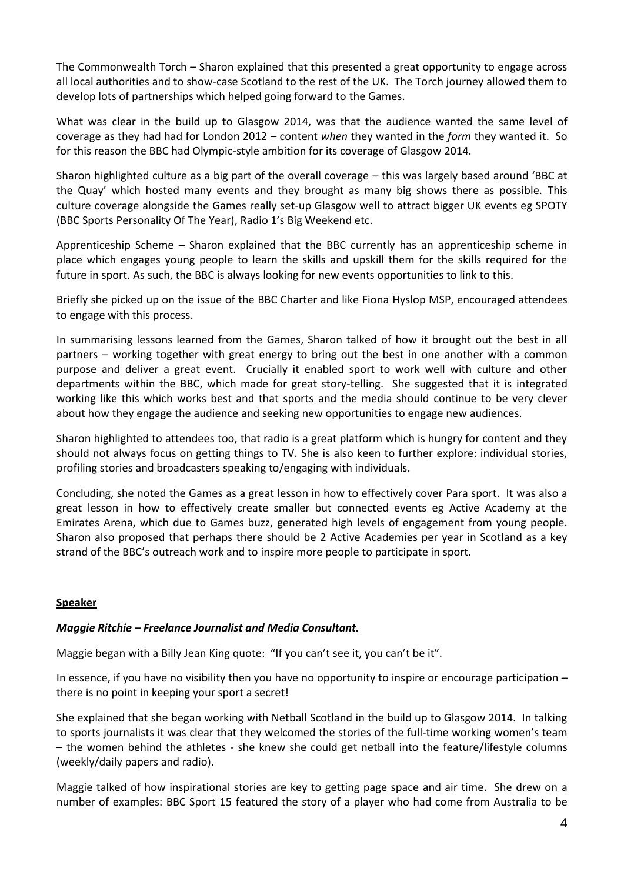The Commonwealth Torch – Sharon explained that this presented a great opportunity to engage across all local authorities and to show-case Scotland to the rest of the UK. The Torch journey allowed them to develop lots of partnerships which helped going forward to the Games.

What was clear in the build up to Glasgow 2014, was that the audience wanted the same level of coverage as they had had for London 2012 – content *when* they wanted in the *form* they wanted it. So for this reason the BBC had Olympic-style ambition for its coverage of Glasgow 2014.

Sharon highlighted culture as a big part of the overall coverage – this was largely based around 'BBC at the Quay' which hosted many events and they brought as many big shows there as possible. This culture coverage alongside the Games really set-up Glasgow well to attract bigger UK events eg SPOTY (BBC Sports Personality Of The Year), Radio 1's Big Weekend etc.

Apprenticeship Scheme – Sharon explained that the BBC currently has an apprenticeship scheme in place which engages young people to learn the skills and upskill them for the skills required for the future in sport. As such, the BBC is always looking for new events opportunities to link to this.

Briefly she picked up on the issue of the BBC Charter and like Fiona Hyslop MSP, encouraged attendees to engage with this process.

In summarising lessons learned from the Games, Sharon talked of how it brought out the best in all partners – working together with great energy to bring out the best in one another with a common purpose and deliver a great event. Crucially it enabled sport to work well with culture and other departments within the BBC, which made for great story-telling. She suggested that it is integrated working like this which works best and that sports and the media should continue to be very clever about how they engage the audience and seeking new opportunities to engage new audiences.

Sharon highlighted to attendees too, that radio is a great platform which is hungry for content and they should not always focus on getting things to TV. She is also keen to further explore: individual stories, profiling stories and broadcasters speaking to/engaging with individuals.

Concluding, she noted the Games as a great lesson in how to effectively cover Para sport. It was also a great lesson in how to effectively create smaller but connected events eg Active Academy at the Emirates Arena, which due to Games buzz, generated high levels of engagement from young people. Sharon also proposed that perhaps there should be 2 Active Academies per year in Scotland as a key strand of the BBC's outreach work and to inspire more people to participate in sport.

**Speaker**

***Maggie Ritchie – Freelance Journalist and Media Consultant.***

Maggie began with a Billy Jean King quote: "If you can't see it, you can't be it".

In essence, if you have no visibility then you have no opportunity to inspire or encourage participation – there is no point in keeping your sport a secret!

She explained that she began working with Netball Scotland in the build up to Glasgow 2014. In talking to sports journalists it was clear that they welcomed the stories of the full-time working women's team – the women behind the athletes - she knew she could get netball into the feature/lifestyle columns (weekly/daily papers and radio).

Maggie talked of how inspirational stories are key to getting page space and air time. She drew on a number of examples: BBC Sport 15 featured the story of a player who had come from Australia to be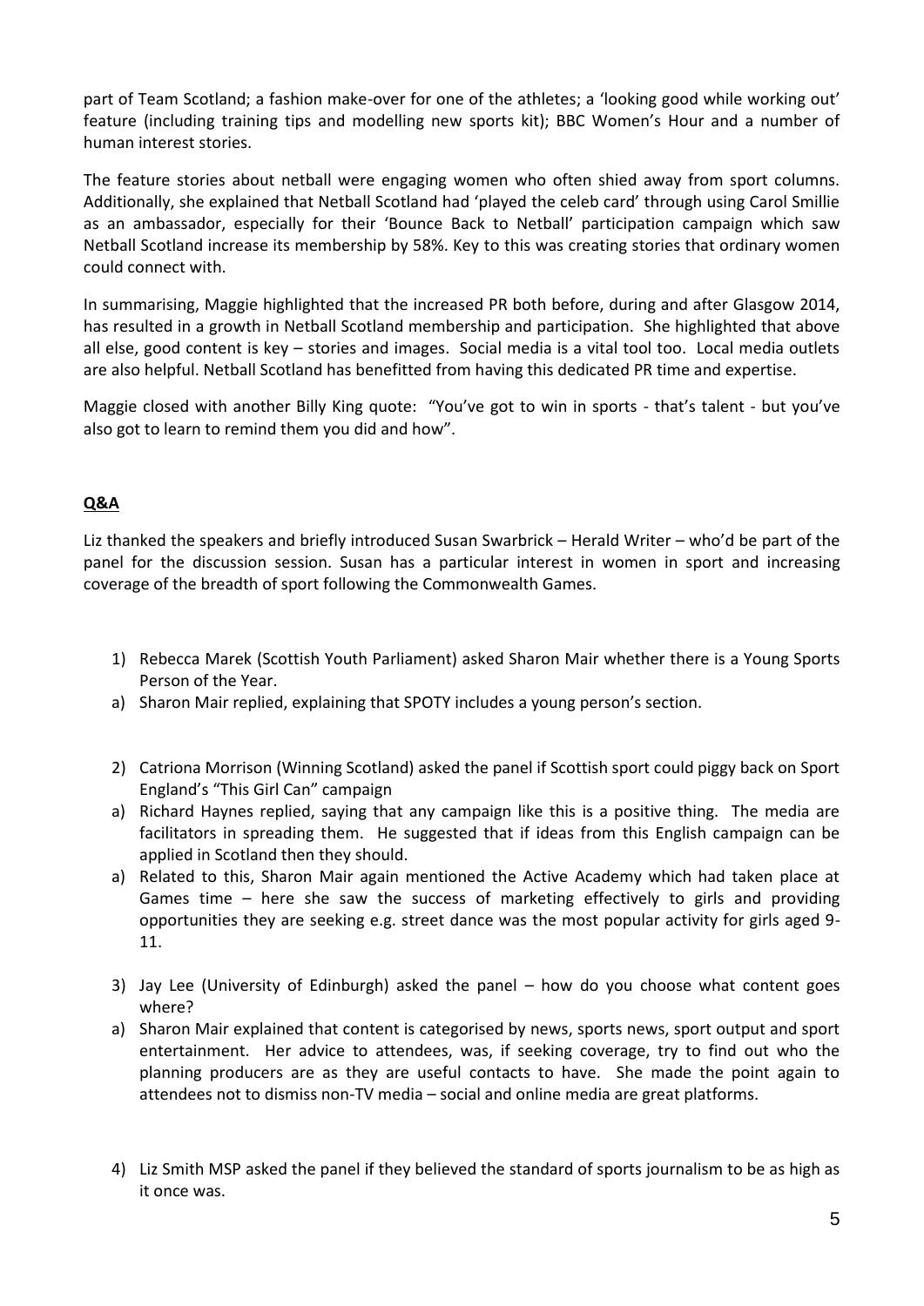part of Team Scotland; a fashion make-over for one of the athletes; a 'looking good while working out' feature (including training tips and modelling new sports kit); BBC Women's Hour and a number of human interest stories.

The feature stories about netball were engaging women who often shied away from sport columns. Additionally, she explained that Netball Scotland had 'played the celeb card' through using Carol Smillie as an ambassador, especially for their 'Bounce Back to Netball' participation campaign which saw Netball Scotland increase its membership by 58%. Key to this was creating stories that ordinary women could connect with.

In summarising, Maggie highlighted that the increased PR both before, during and after Glasgow 2014, has resulted in a growth in Netball Scotland membership and participation. She highlighted that above all else, good content is key – stories and images. Social media is a vital tool too. Local media outlets are also helpful. Netball Scotland has benefitted from having this dedicated PR time and expertise.

Maggie closed with another Billy King quote: "You've got to win in sports - that's talent - but you've also got to learn to remind them you did and how".

## Q&A

Liz thanked the speakers and briefly introduced Susan Swarbrick – Herald Writer – who'd be part of the panel for the discussion session. Susan has a particular interest in women in sport and increasing coverage of the breadth of sport following the Commonwealth Games.

1) Rebecca Marek (Scottish Youth Parliament) asked Sharon Mair whether there is a Young Sports Person of the Year.
   a) Sharon Mair replied, explaining that SPOTY includes a young person's section.

2) Catriona Morrison (Winning Scotland) asked the panel if Scottish sport could piggy back on Sport England's "This Girl Can" campaign
   a) Richard Haynes replied, saying that any campaign like this is a positive thing. The media are facilitators in spreading them. He suggested that if ideas from this English campaign can be applied in Scotland then they should.
   a) Related to this, Sharon Mair again mentioned the Active Academy which had taken place at Games time – here she saw the success of marketing effectively to girls and providing opportunities they are seeking e.g. street dance was the most popular activity for girls aged 9-11.

3) Jay Lee (University of Edinburgh) asked the panel – how do you choose what content goes where?
   a) Sharon Mair explained that content is categorised by news, sports news, sport output and sport entertainment. Her advice to attendees, was, if seeking coverage, try to find out who the planning producers are as they are useful contacts to have. She made the point again to attendees not to dismiss non-TV media – social and online media are great platforms.

4) Liz Smith MSP asked the panel if they believed the standard of sports journalism to be as high as it once was.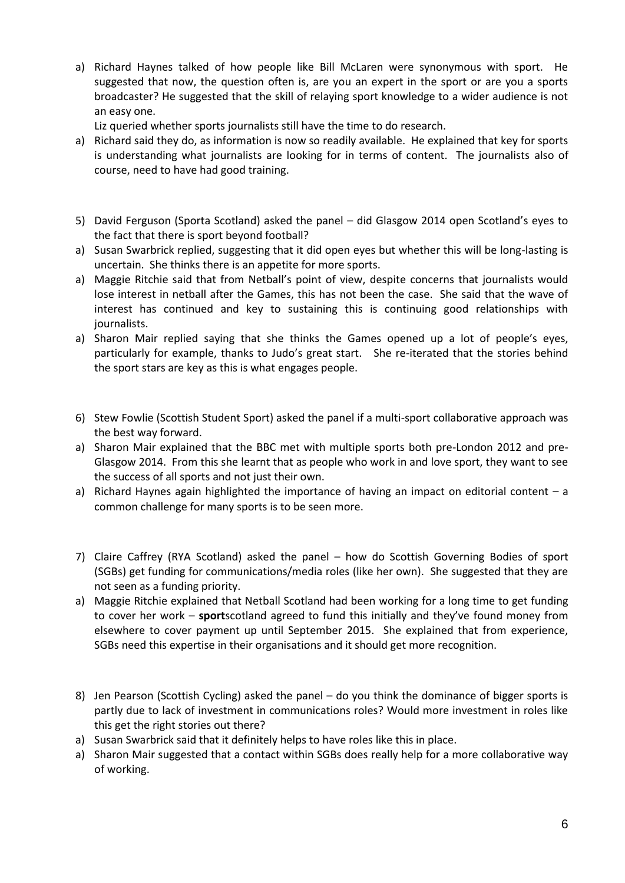a) Richard Haynes talked of how people like Bill McLaren were synonymous with sport. He suggested that now, the question often is, are you an expert in the sport or are you a sports broadcaster? He suggested that the skill of relaying sport knowledge to a wider audience is not an easy one.

   Liz queried whether sports journalists still have the time to do research.

a) Richard said they do, as information is now so readily available. He explained that key for sports is understanding what journalists are looking for in terms of content. The journalists also of course, need to have had good training.

5) David Ferguson (Sporta Scotland) asked the panel – did Glasgow 2014 open Scotland's eyes to the fact that there is sport beyond football?

a) Susan Swarbrick replied, suggesting that it did open eyes but whether this will be long-lasting is uncertain. She thinks there is an appetite for more sports.

a) Maggie Ritchie said that from Netball's point of view, despite concerns that journalists would lose interest in netball after the Games, this has not been the case. She said that the wave of interest has continued and key to sustaining this is continuing good relationships with journalists.

a) Sharon Mair replied saying that she thinks the Games opened up a lot of people's eyes, particularly for example, thanks to Judo's great start. She re-iterated that the stories behind the sport stars are key as this is what engages people.

6) Stew Fowlie (Scottish Student Sport) asked the panel if a multi-sport collaborative approach was the best way forward.

a) Sharon Mair explained that the BBC met with multiple sports both pre-London 2012 and pre-Glasgow 2014. From this she learnt that as people who work in and love sport, they want to see the success of all sports and not just their own.

a) Richard Haynes again highlighted the importance of having an impact on editorial content – a common challenge for many sports is to be seen more.

7) Claire Caffrey (RYA Scotland) asked the panel – how do Scottish Governing Bodies of sport (SGBs) get funding for communications/media roles (like her own). She suggested that they are not seen as a funding priority.

a) Maggie Ritchie explained that Netball Scotland had been working for a long time to get funding to cover her work – **sport**scotland agreed to fund this initially and they've found money from elsewhere to cover payment up until September 2015. She explained that from experience, SGBs need this expertise in their organisations and it should get more recognition.

8) Jen Pearson (Scottish Cycling) asked the panel – do you think the dominance of bigger sports is partly due to lack of investment in communications roles? Would more investment in roles like this get the right stories out there?

a) Susan Swarbrick said that it definitely helps to have roles like this in place.

a) Sharon Mair suggested that a contact within SGBs does really help for a more collaborative way of working.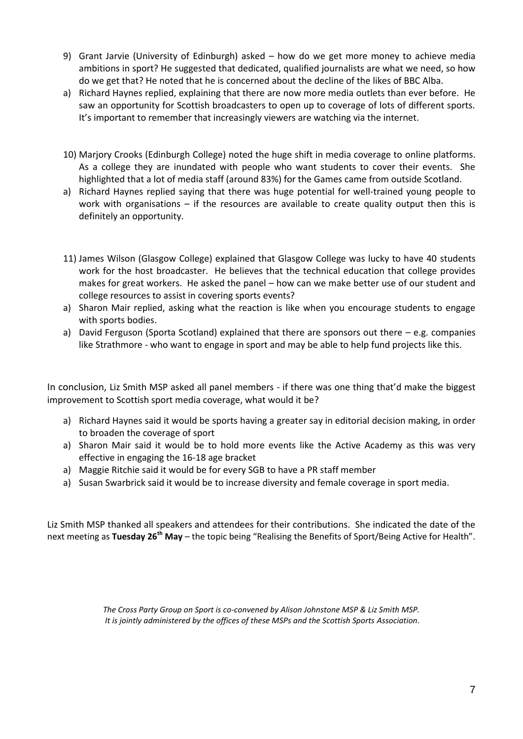9) Grant Jarvie (University of Edinburgh) asked – how do we get more money to achieve media ambitions in sport? He suggested that dedicated, qualified journalists are what we need, so how do we get that? He noted that he is concerned about the decline of the likes of BBC Alba.

a) Richard Haynes replied, explaining that there are now more media outlets than ever before. He saw an opportunity for Scottish broadcasters to open up to coverage of lots of different sports. It's important to remember that increasingly viewers are watching via the internet.

10) Marjory Crooks (Edinburgh College) noted the huge shift in media coverage to online platforms. As a college they are inundated with people who want students to cover their events. She highlighted that a lot of media staff (around 83%) for the Games came from outside Scotland.

a) Richard Haynes replied saying that there was huge potential for well-trained young people to work with organisations – if the resources are available to create quality output then this is definitely an opportunity.

11) James Wilson (Glasgow College) explained that Glasgow College was lucky to have 40 students work for the host broadcaster. He believes that the technical education that college provides makes for great workers. He asked the panel – how can we make better use of our student and college resources to assist in covering sports events?

a) Sharon Mair replied, asking what the reaction is like when you encourage students to engage with sports bodies.

a) David Ferguson (Sporta Scotland) explained that there are sponsors out there – e.g. companies like Strathmore - who want to engage in sport and may be able to help fund projects like this.

In conclusion, Liz Smith MSP asked all panel members - if there was one thing that'd make the biggest improvement to Scottish sport media coverage, what would it be?

a) Richard Haynes said it would be sports having a greater say in editorial decision making, in order to broaden the coverage of sport

a) Sharon Mair said it would be to hold more events like the Active Academy as this was very effective in engaging the 16-18 age bracket

a) Maggie Ritchie said it would be for every SGB to have a PR staff member

a) Susan Swarbrick said it would be to increase diversity and female coverage in sport media.

Liz Smith MSP thanked all speakers and attendees for their contributions. She indicated the date of the next meeting as **Tuesday 26th May** – the topic being "Realising the Benefits of Sport/Being Active for Health".

*The Cross Party Group on Sport is co-convened by Alison Johnstone MSP & Liz Smith MSP. It is jointly administered by the offices of these MSPs and the Scottish Sports Association*.